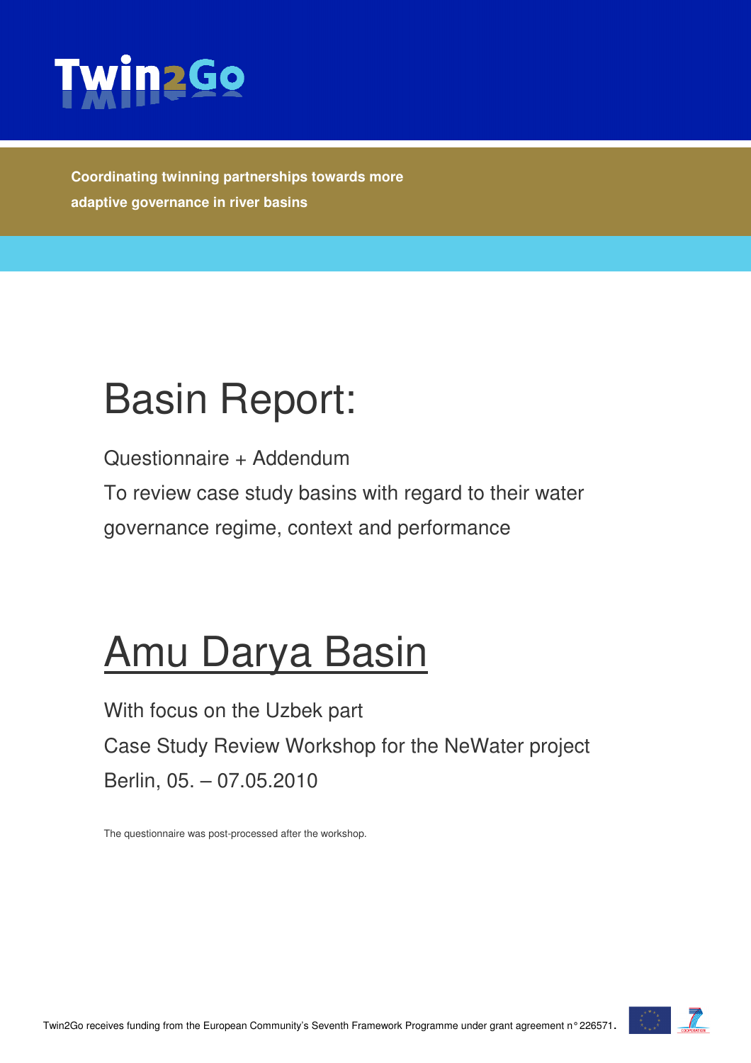Twin2Go

**Coordinating twinning partnerships towards more adaptive governance in river basins**

# Basin Report:

Questionnaire + Addendum

To review case study basins with regard to their water governance regime, context and performance

# Amu Darya Basin

With focus on the Uzbek part

Case Study Review Workshop for the NeWater project

Berlin, 05. – 07.05.2010

The questionnaire was post-processed after the workshop.

Twin2Go receives funding from the European Community's Seventh Framework Programme under grant agreement n° 226571.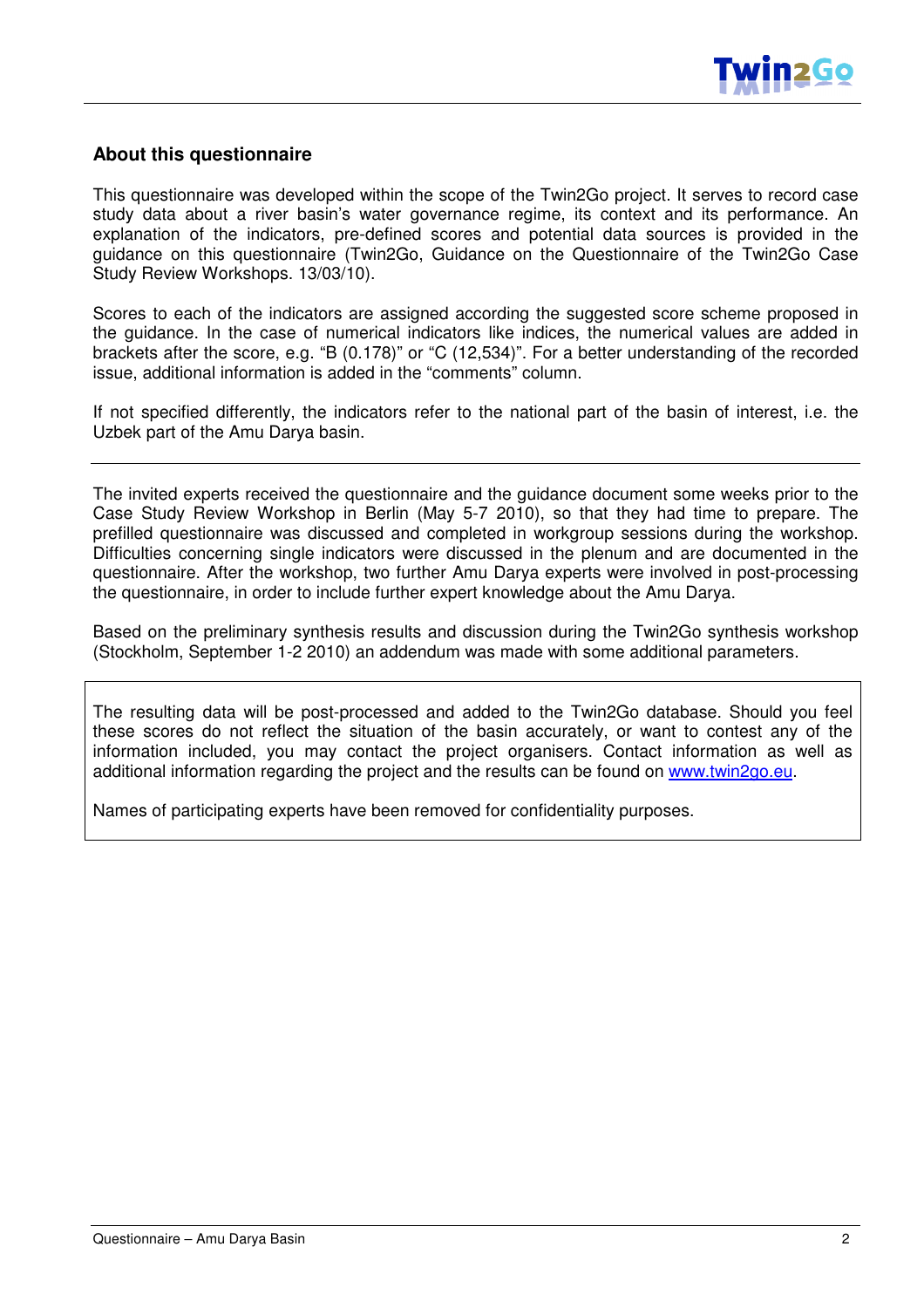## About this questionnaire

This questionnaire was developed within the scope of the Twin2Go project. It serves to record case study data about a river basin's water governance regime, its context and its performance. An explanation of the indicators, pre-defined scores and potential data sources is provided in the guidance on this questionnaire (Twin2Go, Guidance on the Questionnaire of the Twin2Go Case Study Review Workshops. 13/03/10).

Scores to each of the indicators are assigned according the suggested score scheme proposed in the guidance. In the case of numerical indicators like indices, the numerical values are added in brackets after the score, e.g. "B (0.178)" or "C (12,534)". For a better understanding of the recorded issue, additional information is added in the "comments" column.

If not specified differently, the indicators refer to the national part of the basin of interest, i.e. the Uzbek part of the Amu Darya basin.

---

The invited experts received the questionnaire and the guidance document some weeks prior to the Case Study Review Workshop in Berlin (May 5-7 2010), so that they had time to prepare. The prefilled questionnaire was discussed and completed in workgroup sessions during the workshop. Difficulties concerning single indicators were discussed in the plenum and are documented in the questionnaire. After the workshop, two further Amu Darya experts were involved in post-processing the questionnaire, in order to include further expert knowledge about the Amu Darya.

Based on the preliminary synthesis results and discussion during the Twin2Go synthesis workshop (Stockholm, September 1-2 2010) an addendum was made with some additional parameters.

---

The resulting data will be post-processed and added to the Twin2Go database. Should you feel these scores do not reflect the situation of the basin accurately, or want to contest any of the information included, you may contact the project organisers. Contact information as well as additional information regarding the project and the results can be found on [www.twin2go.eu](http://www.twin2go.eu).

Names of participating experts have been removed for confidentiality purposes.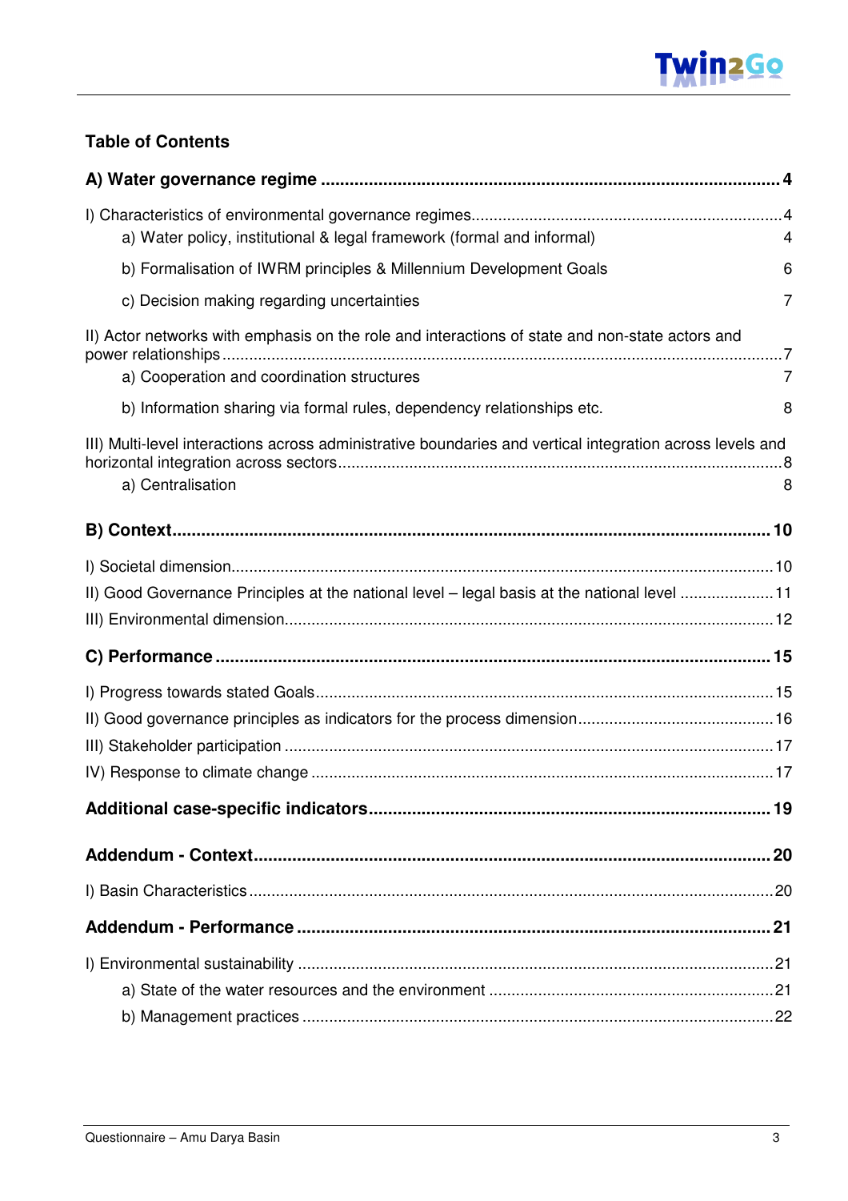## Table of Contents

**A) Water governance regime** 4

I) Characteristics of environmental governance regimes 4

- a) Water policy, institutional & legal framework (formal and informal) 4
- b) Formalisation of IWRM principles & Millennium Development Goals 6
- c) Decision making regarding uncertainties 7

II) Actor networks with emphasis on the role and interactions of state and non-state actors and power relationships 7

- a) Cooperation and coordination structures 7
- b) Information sharing via formal rules, dependency relationships etc. 8

III) Multi-level interactions across administrative boundaries and vertical integration across levels and horizontal integration across sectors 8

- a) Centralisation 8

**B) Context** 10

I) Societal dimension 10

II) Good Governance Principles at the national level – legal basis at the national level 11

III) Environmental dimension 12

**C) Performance** 15

I) Progress towards stated Goals 15

II) Good governance principles as indicators for the process dimension 16

III) Stakeholder participation 17

IV) Response to climate change 17

**Additional case-specific indicators** 19

**Addendum - Context** 20

I) Basin Characteristics 20

**Addendum - Performance** 21

I) Environmental sustainability 21

- a) State of the water resources and the environment 21
- b) Management practices 22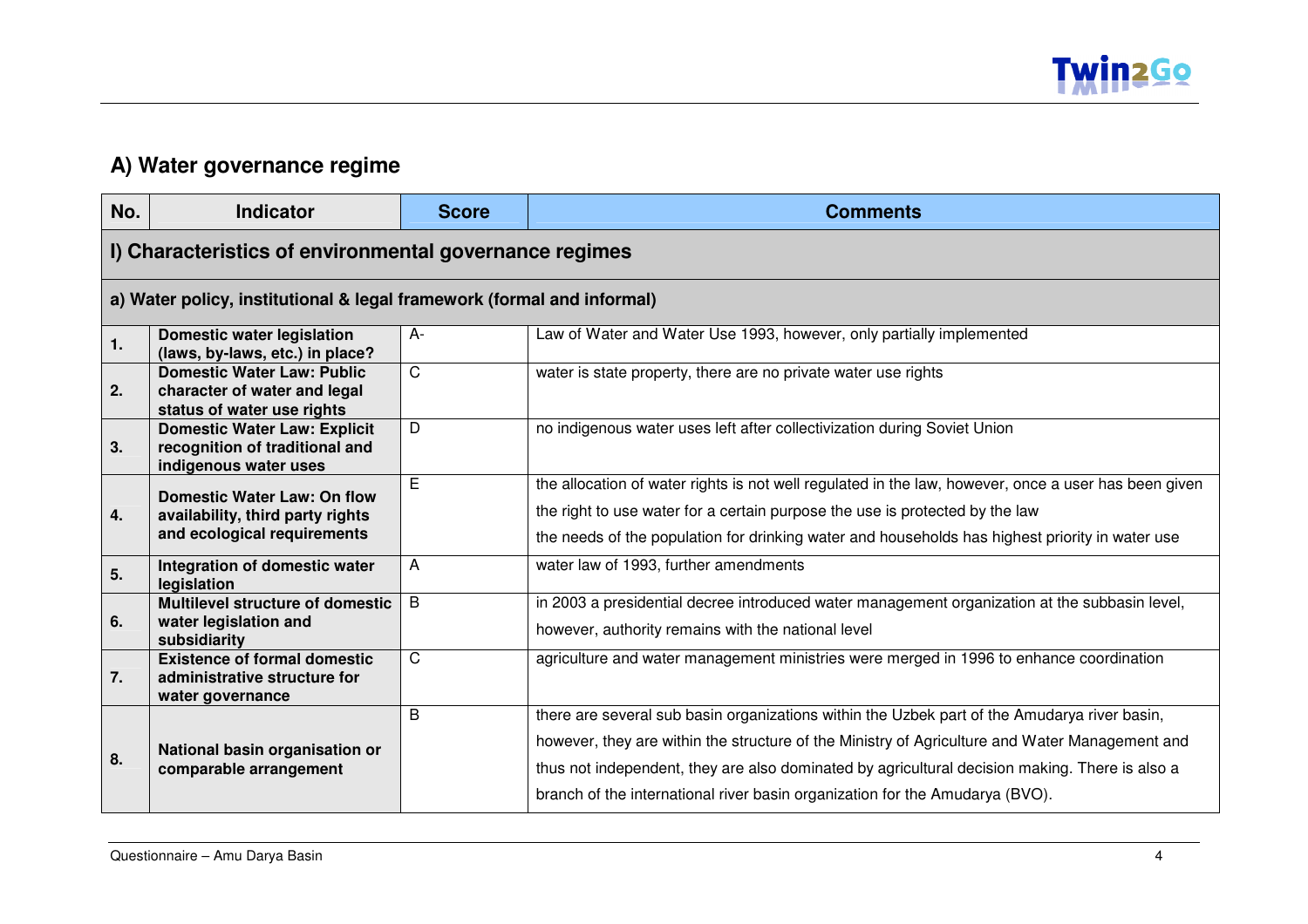## A) Water governance regime

| No. | Indicator | Score | Comments |
|---|---|---|---|
| **I) Characteristics of environmental governance regimes** | | | |
| **a) Water policy, institutional & legal framework (formal and informal)** | | | |
| **1.** | **Domestic water legislation (laws, by-laws, etc.) in place?** | A- | Law of Water and Water Use 1993, however, only partially implemented |
| **2.** | **Domestic Water Law: Public character of water and legal status of water use rights** | C | water is state property, there are no private water use rights |
| **3.** | **Domestic Water Law: Explicit recognition of traditional and indigenous water uses** | D | no indigenous water uses left after collectivization during Soviet Union |
| **4.** | **Domestic Water Law: On flow availability, third party rights and ecological requirements** | E | the allocation of water rights is not well regulated in the law, however, once a user has been given the right to use water for a certain purpose the use is protected by the law<br>the needs of the population for drinking water and households has highest priority in water use |
| **5.** | **Integration of domestic water legislation** | A | water law of 1993, further amendments |
| **6.** | **Multilevel structure of domestic water legislation and subsidiarity** | B | in 2003 a presidential decree introduced water management organization at the subbasin level, however, authority remains with the national level |
| **7.** | **Existence of formal domestic administrative structure for water governance** | C | agriculture and water management ministries were merged in 1996 to enhance coordination |
| **8.** | **National basin organisation or comparable arrangement** | B | there are several sub basin organizations within the Uzbek part of the Amudarya river basin, however, they are within the structure of the Ministry of Agriculture and Water Management and thus not independent, they are also dominated by agricultural decision making. There is also a branch of the international river basin organization for the Amudarya (BVO). |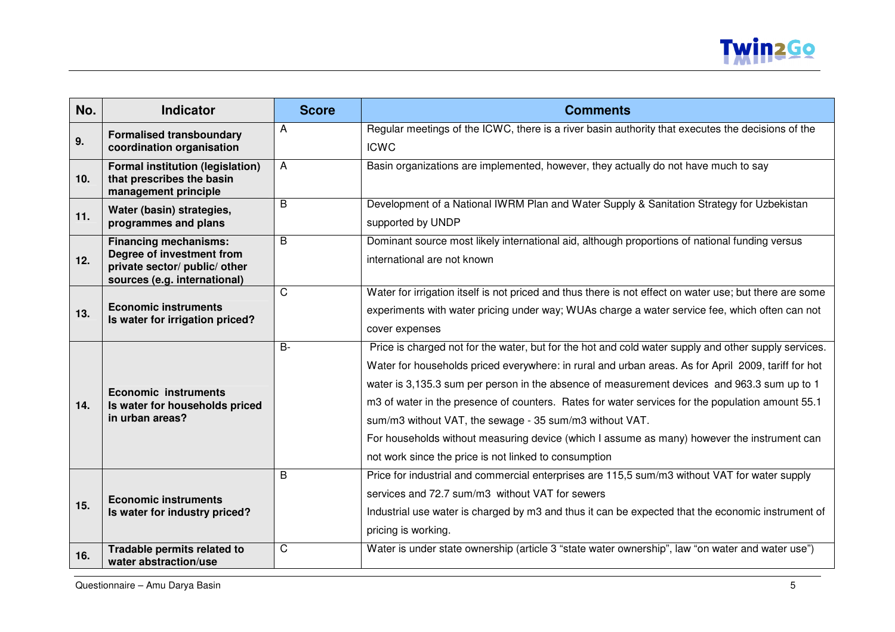| No. | Indicator | Score | Comments |
|---|---|---|---|
| 9. | **Formalised transboundary coordination organisation** | A | Regular meetings of the ICWC, there is a river basin authority that executes the decisions of the ICWC |
| 10. | **Formal institution (legislation) that prescribes the basin management principle** | A | Basin organizations are implemented, however, they actually do not have much to say |
| 11. | **Water (basin) strategies, programmes and plans** | B | Development of a National IWRM Plan and Water Supply & Sanitation Strategy for Uzbekistan supported by UNDP |
| 12. | **Financing mechanisms: Degree of investment from private sector/ public/ other sources (e.g. international)** | B | Dominant source most likely international aid, although proportions of national funding versus international are not known |
| 13. | **Economic instruments Is water for irrigation priced?** | C | Water for irrigation itself is not priced and thus there is not effect on water use; but there are some experiments with water pricing under way; WUAs charge a water service fee, which often can not cover expenses |
| 14. | **Economic instruments Is water for households priced in urban areas?** | B- | Price is charged not for the water, but for the hot and cold water supply and other supply services. Water for households priced everywhere: in rural and urban areas. As for April 2009, tariff for hot water is 3,135.3 sum per person in the absence of measurement devices and 963.3 sum up to 1 m3 of water in the presence of counters. Rates for water services for the population amount 55.1 sum/m3 without VAT, the sewage - 35 sum/m3 without VAT.<br>For households without measuring device (which I assume as many) however the instrument can not work since the price is not linked to consumption |
| 15. | **Economic instruments Is water for industry priced?** | B | Price for industrial and commercial enterprises are 115,5 sum/m3 without VAT for water supply services and 72.7 sum/m3 without VAT for sewers<br>Industrial use water is charged by m3 and thus it can be expected that the economic instrument of pricing is working. |
| 16. | **Tradable permits related to water abstraction/use** | C | Water is under state ownership (article 3 "state water ownership", law "on water and water use") |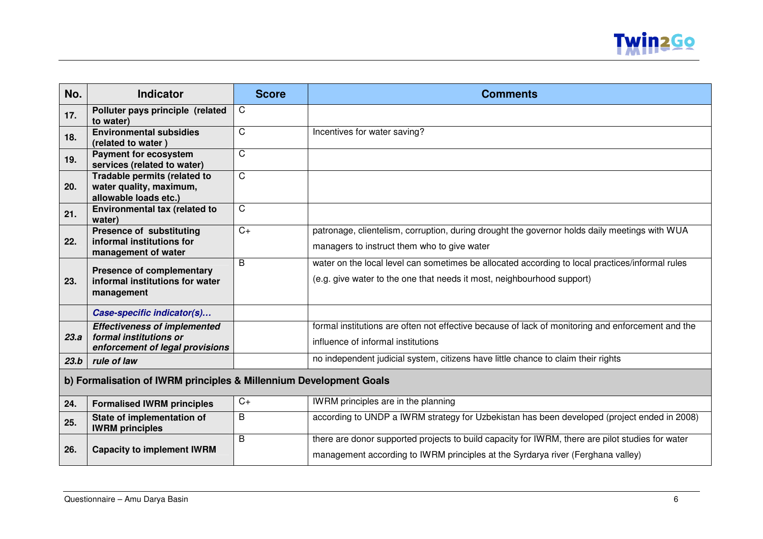| No. | Indicator | Score | Comments |
|---|---|---|---|
| **17.** | **Polluter pays principle (related to water)** | C | |
| **18.** | **Environmental subsidies (related to water )** | C | Incentives for water saving? |
| **19.** | **Payment for ecosystem services (related to water)** | C | |
| **20.** | **Tradable permits (related to water quality, maximum, allowable loads etc.)** | C | |
| **21.** | **Environmental tax (related to water)** | C | |
| **22.** | **Presence of substituting informal institutions for management of water** | C+ | patronage, clientelism, corruption, during drought the governor holds daily meetings with WUA managers to instruct them who to give water |
| **23.** | **Presence of complementary informal institutions for water management** | B | water on the local level can sometimes be allocated according to local practices/informal rules (e.g. give water to the one that needs it most, neighbourhood support) |
| | ***Case-specific indicator(s)…*** | | |
| ***23.a*** | ***Effectiveness of implemented formal institutions or enforcement of legal provisions*** | | formal institutions are often not effective because of lack of monitoring and enforcement and the influence of informal institutions |
| ***23.b*** | ***rule of law*** | | no independent judicial system, citizens have little chance to claim their rights |
| **b) Formalisation of IWRM principles & Millennium Development Goals** | | | |
| **24.** | **Formalised IWRM principles** | C+ | IWRM principles are in the planning |
| **25.** | **State of implementation of IWRM principles** | B | according to UNDP a IWRM strategy for Uzbekistan has been developed (project ended in 2008) |
| **26.** | **Capacity to implement IWRM** | B | there are donor supported projects to build capacity for IWRM, there are pilot studies for water management according to IWRM principles at the Syrdarya river (Ferghana valley) |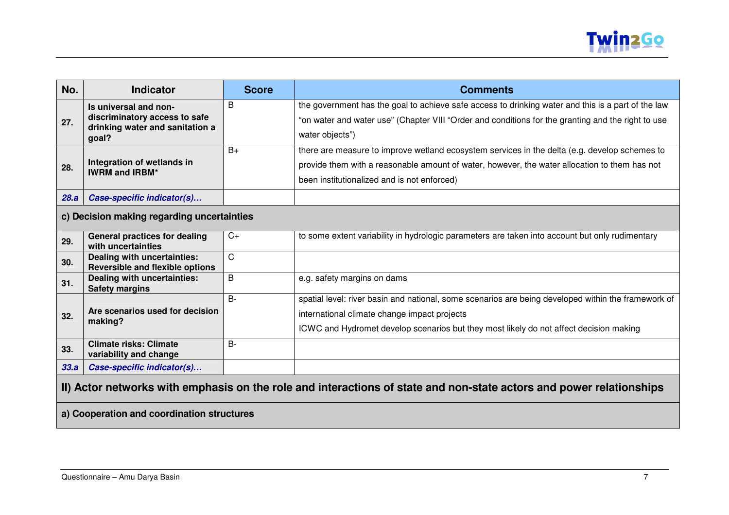| No. | Indicator | Score | Comments |
|---|---|---|---|
| **27.** | **Is universal and non-discriminatory access to safe drinking water and sanitation a goal?** | B | the government has the goal to achieve safe access to drinking water and this is a part of the law "on water and water use" (Chapter VIII "Order and conditions for the granting and the right to use water objects") |
| **28.** | **Integration of wetlands in IWRM and IRBM*** | B+ | there are measure to improve wetland ecosystem services in the delta (e.g. develop schemes to provide them with a reasonable amount of water, however, the water allocation to them has not been institutionalized and is not enforced) |
| ***28.a*** | ***Case-specific indicator(s)…*** | | |
| **c) Decision making regarding uncertainties** | | | |
| **29.** | **General practices for dealing with uncertainties** | C+ | to some extent variability in hydrologic parameters are taken into account but only rudimentary |
| **30.** | **Dealing with uncertainties: Reversible and flexible options** | C | |
| **31.** | **Dealing with uncertainties: Safety margins** | B | e.g. safety margins on dams |
| **32.** | **Are scenarios used for decision making?** | B- | spatial level: river basin and national, some scenarios are being developed within the framework of international climate change impact projects<br>ICWC and Hydromet develop scenarios but they most likely do not affect decision making |
| **33.** | **Climate risks: Climate variability and change** | B- | |
| ***33.a*** | ***Case-specific indicator(s)…*** | | |
| **II) Actor networks with emphasis on the role and interactions of state and non-state actors and power relationships** | | | |
| **a) Cooperation and coordination structures** | | | |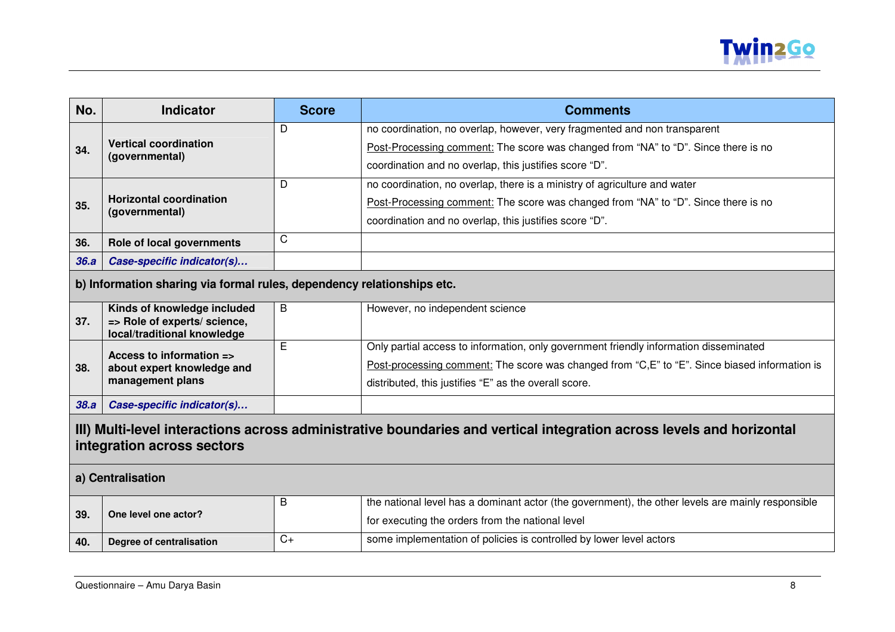| No. | Indicator | Score | Comments |
|---|---|---|---|
| 34. | **Vertical coordination (governmental)** | D | no coordination, no overlap, however, very fragmented and non transparent<br>Post-Processing comment: The score was changed from "NA" to "D". Since there is no coordination and no overlap, this justifies score "D". |
| 35. | **Horizontal coordination (governmental)** | D | no coordination, no overlap, there is a ministry of agriculture and water<br>Post-Processing comment: The score was changed from "NA" to "D". Since there is no coordination and no overlap, this justifies score "D". |
| 36. | **Role of local governments** | C | |
| *36.a* | ***Case-specific indicator(s)…*** | | |
| **b) Information sharing via formal rules, dependency relationships etc.** | | | |
| 37. | **Kinds of knowledge included => Role of experts/ science, local/traditional knowledge** | B | However, no independent science |
| 38. | **Access to information => about expert knowledge and management plans** | E | Only partial access to information, only government friendly information disseminated<br>Post-processing comment: The score was changed from "C,E" to "E". Since biased information is distributed, this justifies "E" as the overall score. |
| *38.a* | ***Case-specific indicator(s)…*** | | |
| **III) Multi-level interactions across administrative boundaries and vertical integration across levels and horizontal integration across sectors** | | | |
| **a) Centralisation** | | | |
| 39. | **One level one actor?** | B | the national level has a dominant actor (the government), the other levels are mainly responsible for executing the orders from the national level |
| 40. | **Degree of centralisation** | C+ | some implementation of policies is controlled by lower level actors |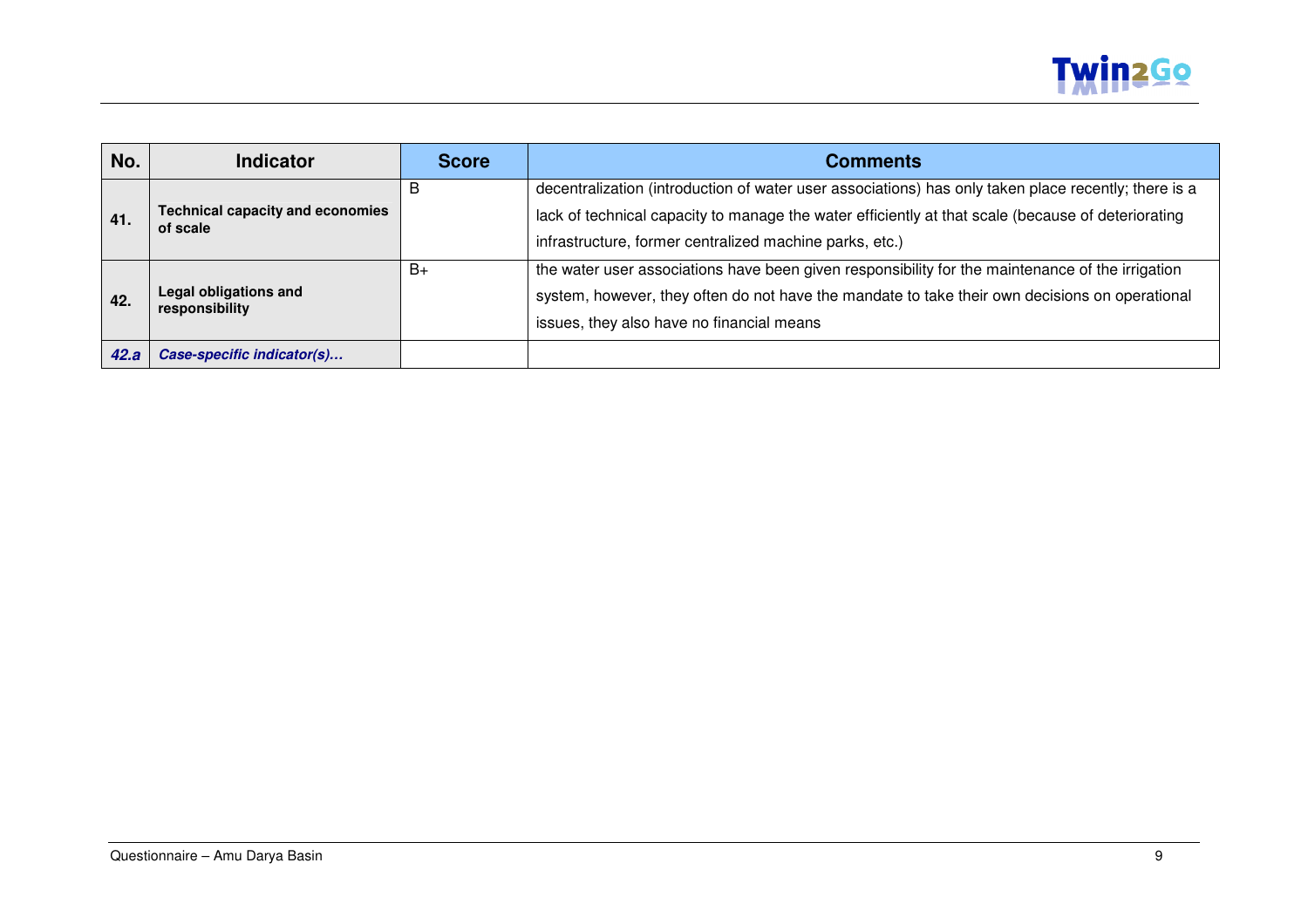| No. | Indicator | Score | Comments |
|---|---|---|---|
| 41. | **Technical capacity and economies of scale** | B | decentralization (introduction of water user associations) has only taken place recently; there is a lack of technical capacity to manage the water efficiently at that scale (because of deteriorating infrastructure, former centralized machine parks, etc.) |
| 42. | **Legal obligations and responsibility** | B+ | the water user associations have been given responsibility for the maintenance of the irrigation system, however, they often do not have the mandate to take their own decisions on operational issues, they also have no financial means |
| ***42.a*** | ***Case-specific indicator(s)…*** | | |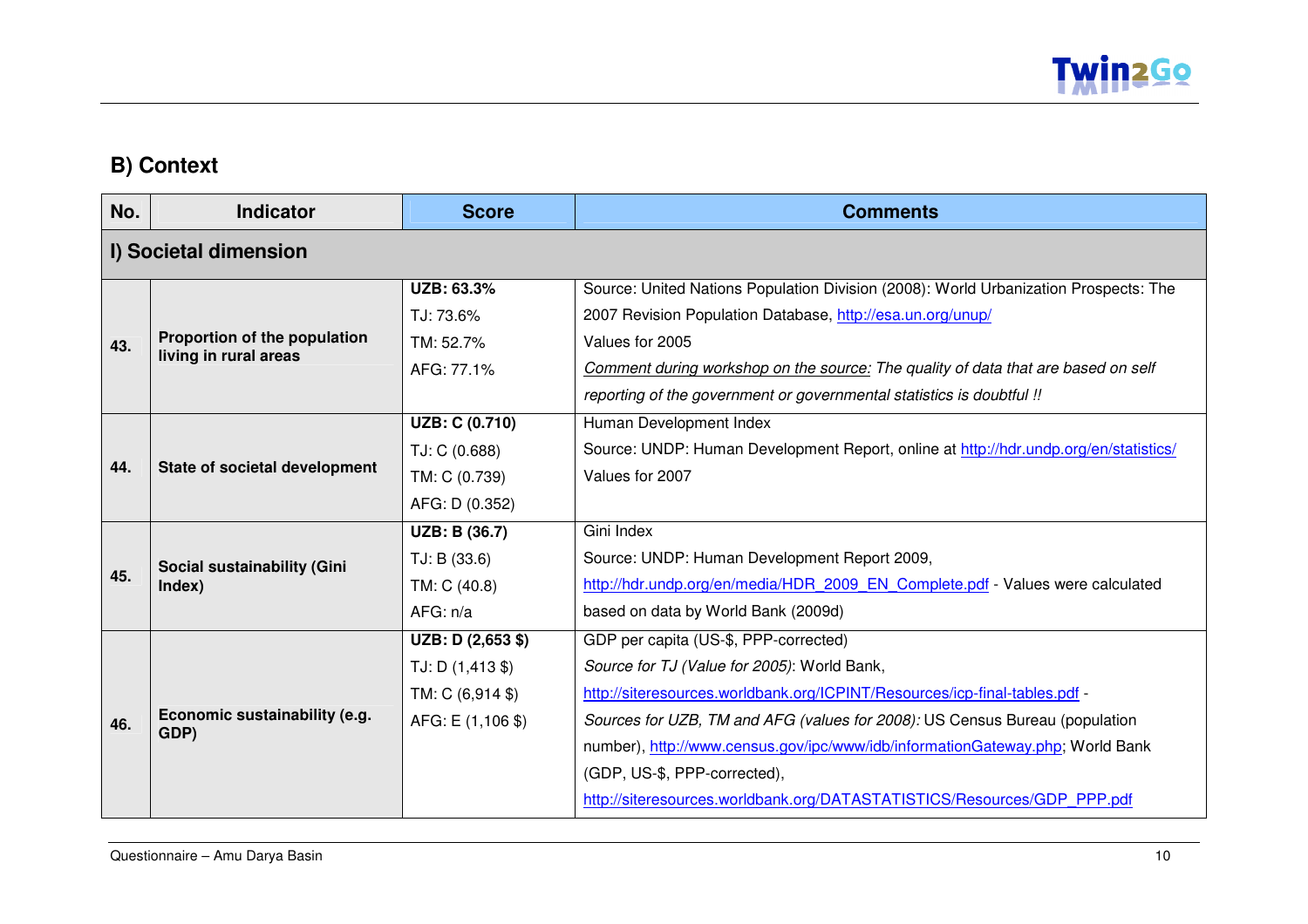## B) Context

| No. | Indicator | Score | Comments |
|---|---|---|---|
| **I) Societal dimension** | | | |
| **43.** | **Proportion of the population living in rural areas** | **UZB: 63.3%**<br>TJ: 73.6%<br>TM: 52.7%<br>AFG: 77.1% | Source: United Nations Population Division (2008): World Urbanization Prospects: The 2007 Revision Population Database, http://esa.un.org/unup/<br>Values for 2005<br>*Comment during workshop on the source: The quality of data that are based on self reporting of the government or governmental statistics is doubtful !!* |
| **44.** | **State of societal development** | **UZB: C (0.710)**<br>TJ: C (0.688)<br>TM: C (0.739)<br>AFG: D (0.352) | Human Development Index<br>Source: UNDP: Human Development Report, online at http://hdr.undp.org/en/statistics/<br>Values for 2007 |
| **45.** | **Social sustainability (Gini Index)** | **UZB: B (36.7)**<br>TJ: B (33.6)<br>TM: C (40.8)<br>AFG: n/a | Gini Index<br>Source: UNDP: Human Development Report 2009, http://hdr.undp.org/en/media/HDR_2009_EN_Complete.pdf - Values were calculated based on data by World Bank (2009d) |
| **46.** | **Economic sustainability (e.g. GDP)** | **UZB: D (2,653 $)**<br>TJ: D (1,413 $)<br>TM: C (6,914 $)<br>AFG: E (1,106 $) | GDP per capita (US-$, PPP-corrected)<br>*Source for TJ (Value for 2005)*: World Bank, http://siteresources.worldbank.org/ICPINT/Resources/icp-final-tables.pdf -<br>*Sources for UZB, TM and AFG (values for 2008):* US Census Bureau (population number), http://www.census.gov/ipc/www/idb/informationGateway.php; World Bank (GDP, US-$, PPP-corrected), http://siteresources.worldbank.org/DATASTATISTICS/Resources/GDP_PPP.pdf |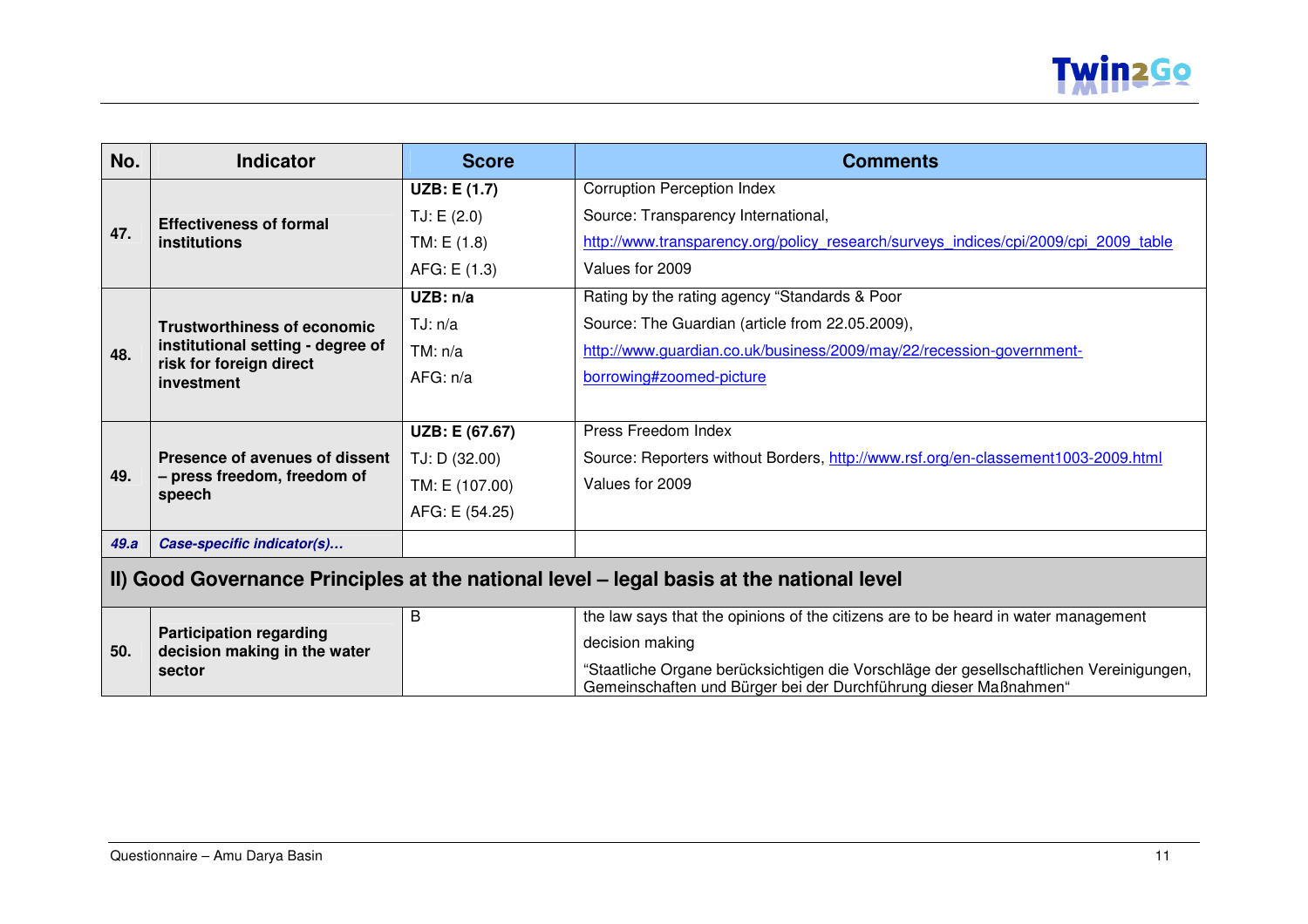| No. | Indicator | Score | Comments |
|---|---|---|---|
| 47. | **Effectiveness of formal institutions** | **UZB: E (1.7)**<br>TJ: E (2.0)<br>TM: E (1.8)<br>AFG: E (1.3) | Corruption Perception Index<br>Source: Transparency International,<br>http://www.transparency.org/policy_research/surveys_indices/cpi/2009/cpi_2009_table<br>Values for 2009 |
| 48. | **Trustworthiness of economic institutional setting - degree of risk for foreign direct investment** | **UZB: n/a**<br>TJ: n/a<br>TM: n/a<br>AFG: n/a | Rating by the rating agency "Standards & Poor<br>Source: The Guardian (article from 22.05.2009),<br>http://www.guardian.co.uk/business/2009/may/22/recession-government-borrowing#zoomed-picture |
| 49. | **Presence of avenues of dissent – press freedom, freedom of speech** | **UZB: E (67.67)**<br>TJ: D (32.00)<br>TM: E (107.00)<br>AFG: E (54.25) | Press Freedom Index<br>Source: Reporters without Borders, http://www.rsf.org/en-classement1003-2009.html<br>Values for 2009 |
| ***49.a*** | ***Case-specific indicator(s)…*** | | |
| **II) Good Governance Principles at the national level – legal basis at the national level** | | | |
| 50. | **Participation regarding decision making in the water sector** | B | the law says that the opinions of the citizens are to be heard in water management decision making<br>"Staatliche Organe berücksichtigen die Vorschläge der gesellschaftlichen Vereinigungen, Gemeinschaften und Bürger bei der Durchführung dieser Maßnahmen" |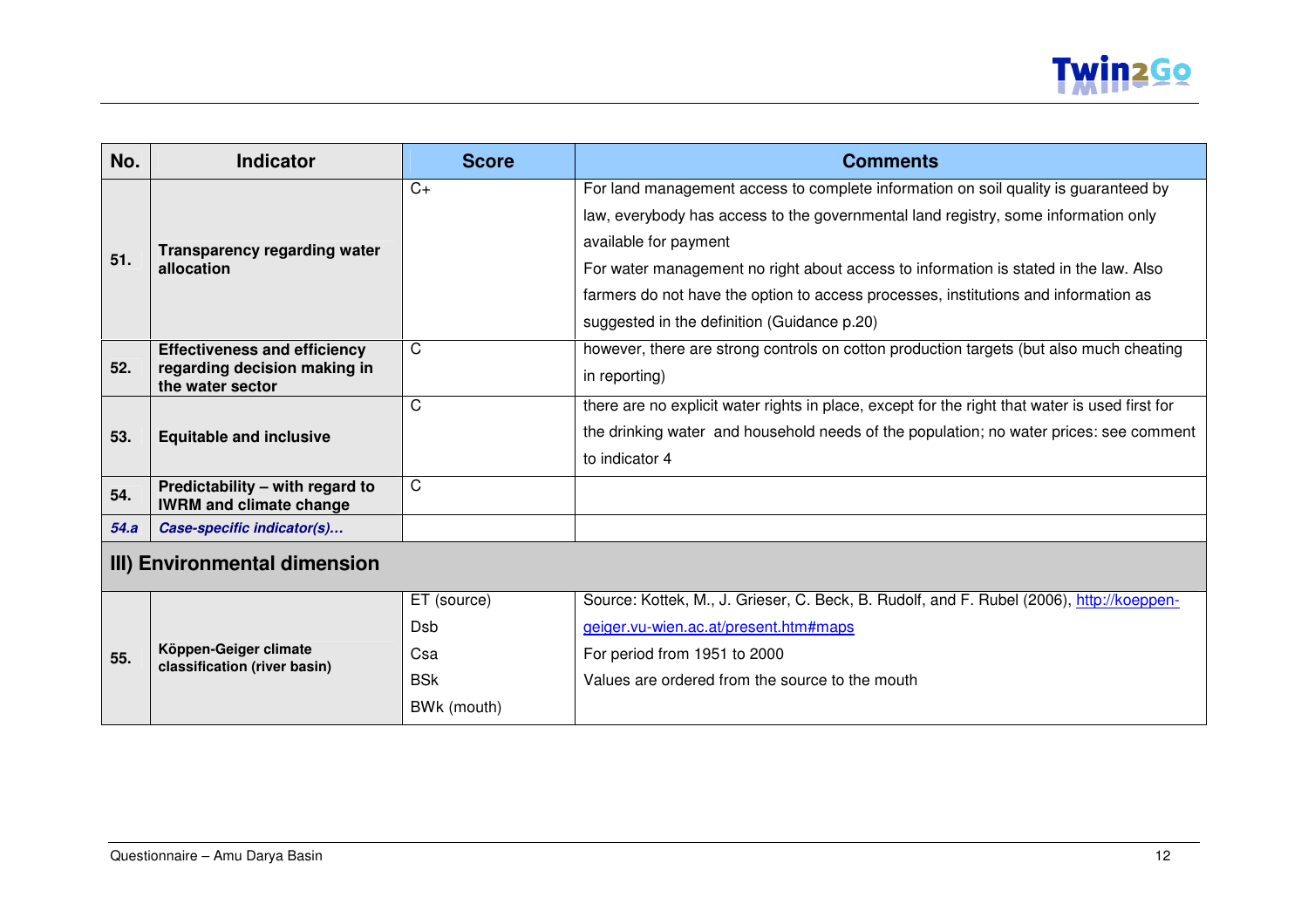| No. | Indicator | Score | Comments |
|---|---|---|---|
| 51. | **Transparency regarding water allocation** | C+ | For land management access to complete information on soil quality is guaranteed by law, everybody has access to the governmental land registry, some information only available for payment<br>For water management no right about access to information is stated in the law. Also farmers do not have the option to access processes, institutions and information as suggested in the definition (Guidance p.20) |
| 52. | **Effectiveness and efficiency regarding decision making in the water sector** | C | however, there are strong controls on cotton production targets (but also much cheating in reporting) |
| 53. | **Equitable and inclusive** | C | there are no explicit water rights in place, except for the right that water is used first for the drinking water and household needs of the population; no water prices: see comment to indicator 4 |
| 54. | **Predictability – with regard to IWRM and climate change** | C | |
| ***54.a*** | ***Case-specific indicator(s)…*** | | |
| **III) Environmental dimension** | | | |
| 55. | **Köppen-Geiger climate classification (river basin)** | ET (source)<br>Dsb<br>Csa<br>BSk<br>BWk (mouth) | Source: Kottek, M., J. Grieser, C. Beck, B. Rudolf, and F. Rubel (2006), http://koeppen-geiger.vu-wien.ac.at/present.htm#maps<br>For period from 1951 to 2000<br>Values are ordered from the source to the mouth |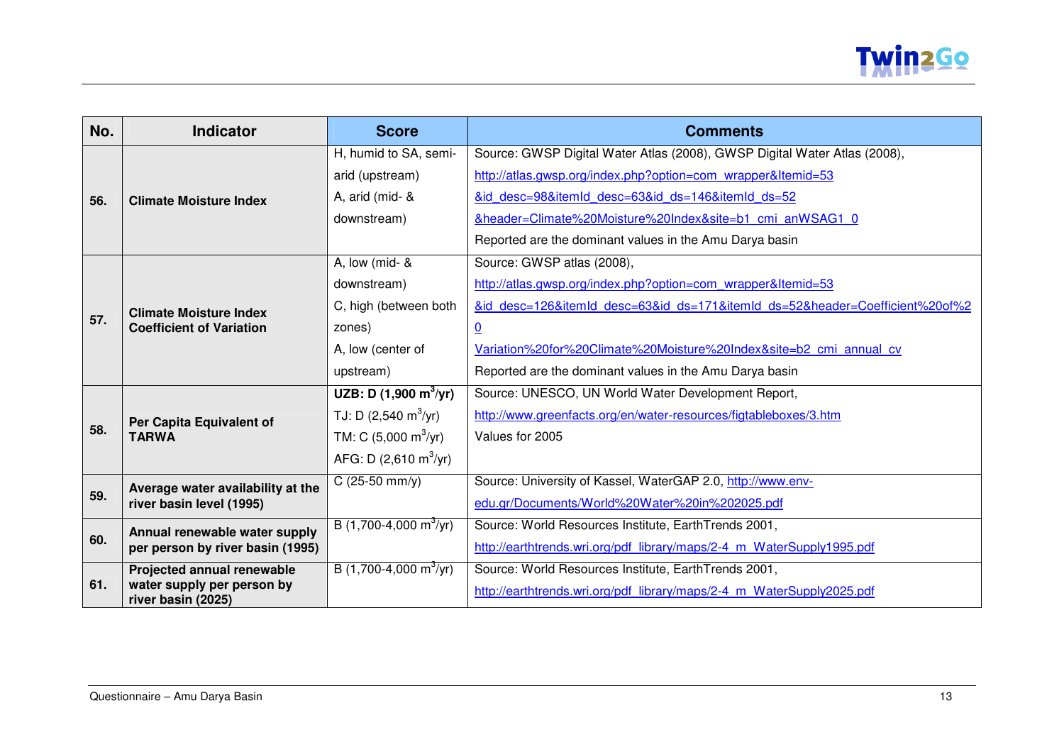| No. | Indicator | Score | Comments |
|---|---|---|---|
| 56. | **Climate Moisture Index** | H, humid to SA, semi-arid (upstream)<br>A, arid (mid- & downstream) | Source: GWSP Digital Water Atlas (2008), GWSP Digital Water Atlas (2008), http://atlas.gwsp.org/index.php?option=com_wrapper&Itemid=53&id_desc=98&itemId_desc=63&id_ds=146&itemId_ds=52&header=Climate%20Moisture%20Index&site=b1_cmi_anWSAG1_0<br>Reported are the dominant values in the Amu Darya basin |
| 57. | **Climate Moisture Index Coefficient of Variation** | A, low (mid- & downstream)<br>C, high (between both zones)<br>A, low (center of upstream) | Source: GWSP atlas (2008), http://atlas.gwsp.org/index.php?option=com_wrapper&Itemid=53&id_desc=126&itemId_desc=63&id_ds=171&itemId_ds=52&header=Coefficient%20of%20Variation%20for%20Climate%20Moisture%20Index&site=b2_cmi_annual_cv<br>Reported are the dominant values in the Amu Darya basin |
| 58. | **Per Capita Equivalent of TARWA** | **UZB: D (1,900 $m^3$/yr)**<br>TJ: D (2,540 $m^3$/yr)<br>TM: C (5,000 $m^3$/yr)<br>AFG: D (2,610 $m^3$/yr) | Source: UNESCO, UN World Water Development Report, http://www.greenfacts.org/en/water-resources/figtableboxes/3.htm<br>Values for 2005 |
| 59. | **Average water availability at the river basin level (1995)** | C (25-50 mm/y) | Source: University of Kassel, WaterGAP 2.0, http://www.env-edu.gr/Documents/World%20Water%20in%202025.pdf |
| 60. | **Annual renewable water supply per person by river basin (1995)** | B (1,700-4,000 $m^3$/yr) | Source: World Resources Institute, EarthTrends 2001, http://earthtrends.wri.org/pdf_library/maps/2-4_m_WaterSupply1995.pdf |
| 61. | **Projected annual renewable water supply per person by river basin (2025)** | B (1,700-4,000 $m^3$/yr) | Source: World Resources Institute, EarthTrends 2001, http://earthtrends.wri.org/pdf_library/maps/2-4_m_WaterSupply2025.pdf |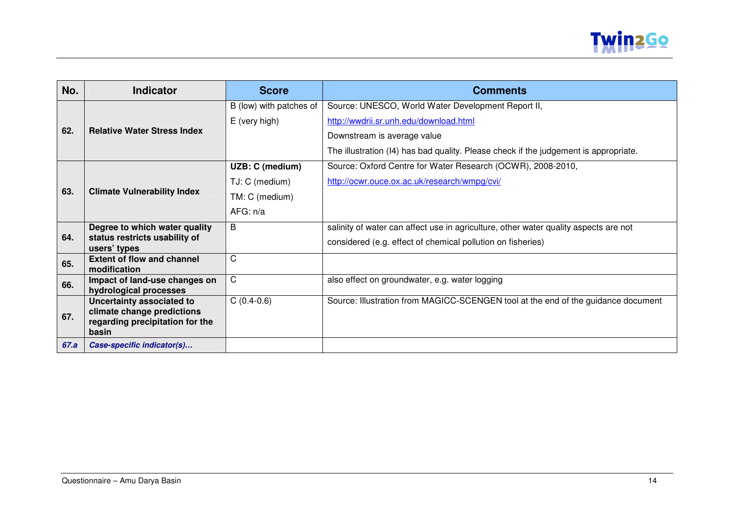| No. | Indicator | Score | Comments |
|---|---|---|---|
| 62. | **Relative Water Stress Index** | B (low) with patches of E (very high) | Source: UNESCO, World Water Development Report II, http://wwdrii.sr.unh.edu/download.html<br>Downstream is average value<br>The illustration (I4) has bad quality. Please check if the judgement is appropriate. |
| 63. | **Climate Vulnerability Index** | **UZB: C (medium)**<br>TJ: C (medium)<br>TM: C (medium)<br>AFG: n/a | Source: Oxford Centre for Water Research (OCWR), 2008-2010, http://ocwr.ouce.ox.ac.uk/research/wmpg/cvi/ |
| 64. | **Degree to which water quality status restricts usability of users' types** | B | salinity of water can affect use in agriculture, other water quality aspects are not considered (e.g. effect of chemical pollution on fisheries) |
| 65. | **Extent of flow and channel modification** | C | |
| 66. | **Impact of land-use changes on hydrological processes** | C | also effect on groundwater, e.g. water logging |
| 67. | **Uncertainty associated to climate change predictions regarding precipitation for the basin** | C (0.4-0.6) | Source: Illustration from MAGICC-SCENGEN tool at the end of the guidance document |
| ***67.a*** | ***Case-specific indicator(s)…*** | | |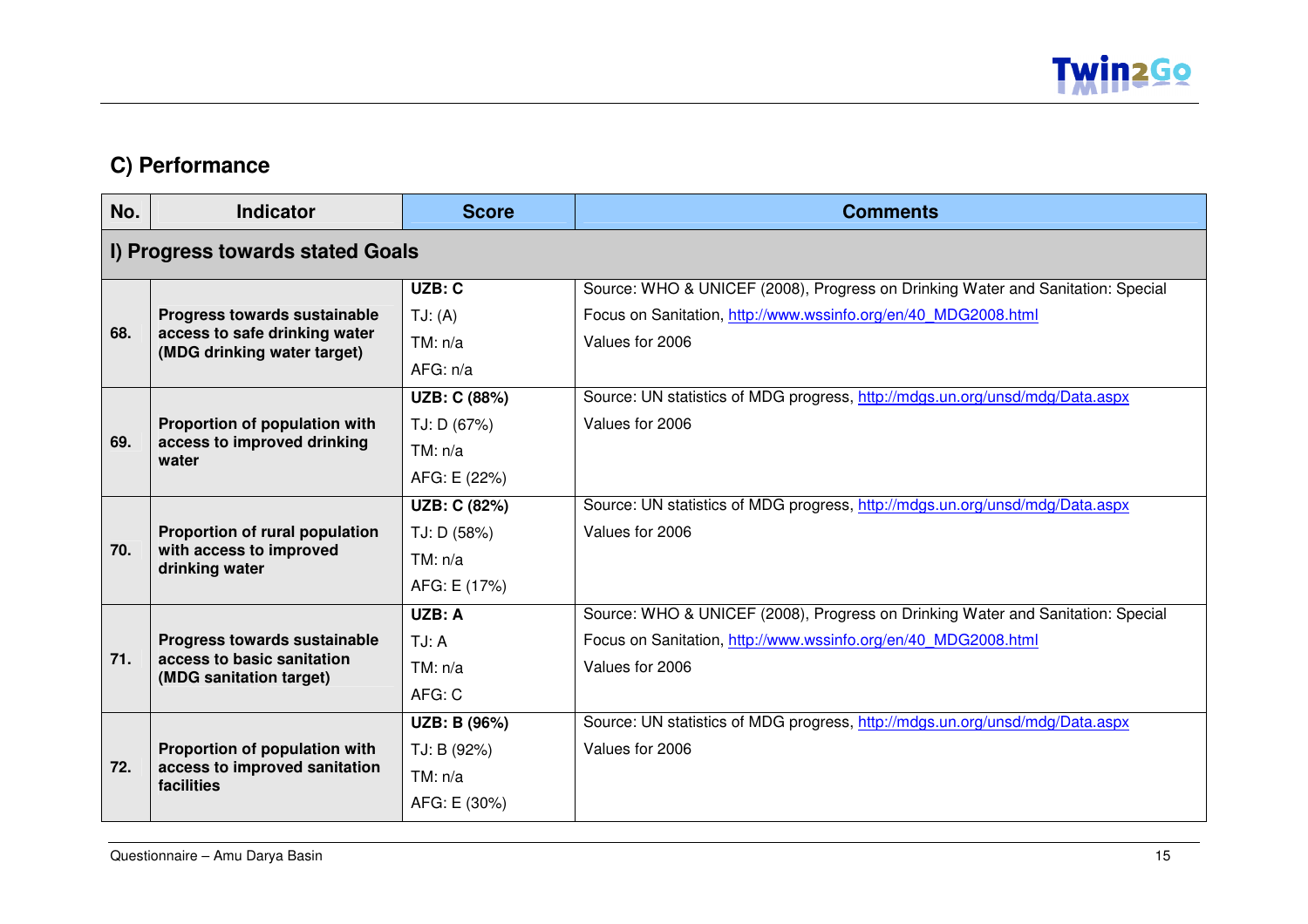## C) Performance

| No. | Indicator | Score | Comments |
|---|---|---|---|
| **I) Progress towards stated Goals** | | | |
| **68.** | **Progress towards sustainable access to safe drinking water (MDG drinking water target)** | **UZB: C**<br>TJ: (A)<br>TM: n/a<br>AFG: n/a | Source: WHO & UNICEF (2008), Progress on Drinking Water and Sanitation: Special Focus on Sanitation, http://www.wssinfo.org/en/40_MDG2008.html<br>Values for 2006 |
| **69.** | **Proportion of population with access to improved drinking water** | **UZB: C (88%)**<br>TJ: D (67%)<br>TM: n/a<br>AFG: E (22%) | Source: UN statistics of MDG progress, http://mdgs.un.org/unsd/mdg/Data.aspx<br>Values for 2006 |
| **70.** | **Proportion of rural population with access to improved drinking water** | **UZB: C (82%)**<br>TJ: D (58%)<br>TM: n/a<br>AFG: E (17%) | Source: UN statistics of MDG progress, http://mdgs.un.org/unsd/mdg/Data.aspx<br>Values for 2006 |
| **71.** | **Progress towards sustainable access to basic sanitation (MDG sanitation target)** | **UZB: A**<br>TJ: A<br>TM: n/a<br>AFG: C | Source: WHO & UNICEF (2008), Progress on Drinking Water and Sanitation: Special Focus on Sanitation, http://www.wssinfo.org/en/40_MDG2008.html<br>Values for 2006 |
| **72.** | **Proportion of population with access to improved sanitation facilities** | **UZB: B (96%)**<br>TJ: B (92%)<br>TM: n/a<br>AFG: E (30%) | Source: UN statistics of MDG progress, http://mdgs.un.org/unsd/mdg/Data.aspx<br>Values for 2006 |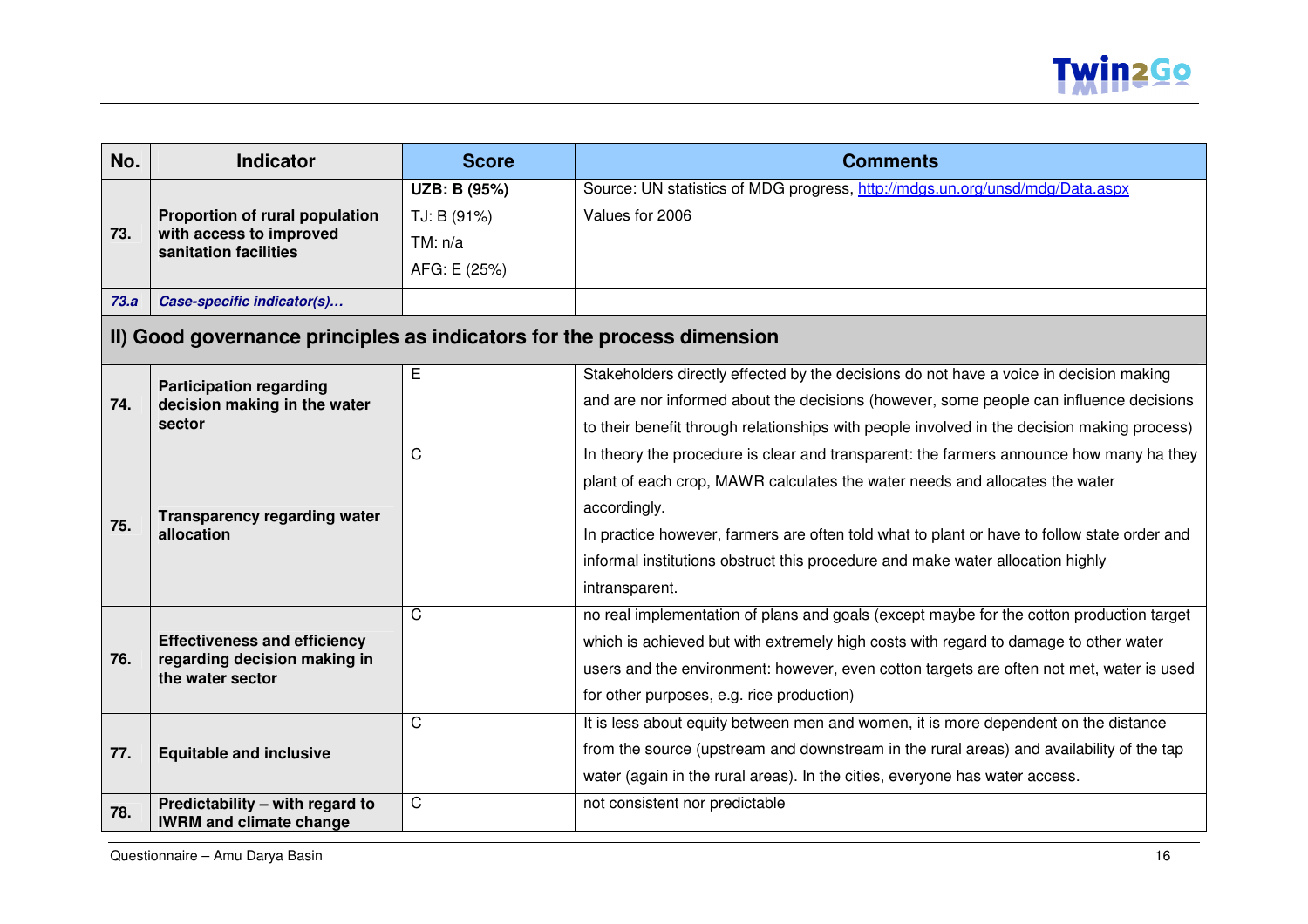| No. | Indicator | Score | Comments |
|---|---|---|---|
| 73. | **Proportion of rural population with access to improved sanitation facilities** | **UZB: B (95%)**<br>TJ: B (91%)<br>TM: n/a<br>AFG: E (25%) | Source: UN statistics of MDG progress, http://mdgs.un.org/unsd/mdg/Data.aspx<br>Values for 2006 |
| ***73.a*** | ***Case-specific indicator(s)…*** | | |

## II) Good governance principles as indicators for the process dimension

| No. | Indicator | Score | Comments |
|---|---|---|---|
| 74. | **Participation regarding decision making in the water sector** | E | Stakeholders directly effected by the decisions do not have a voice in decision making and are nor informed about the decisions (however, some people can influence decisions to their benefit through relationships with people involved in the decision making process) |
| 75. | **Transparency regarding water allocation** | C | In theory the procedure is clear and transparent: the farmers announce how many ha they plant of each crop, MAWR calculates the water needs and allocates the water accordingly.<br>In practice however, farmers are often told what to plant or have to follow state order and informal institutions obstruct this procedure and make water allocation highly intransparent. |
| 76. | **Effectiveness and efficiency regarding decision making in the water sector** | C | no real implementation of plans and goals (except maybe for the cotton production target which is achieved but with extremely high costs with regard to damage to other water users and the environment: however, even cotton targets are often not met, water is used for other purposes, e.g. rice production) |
| 77. | **Equitable and inclusive** | C | It is less about equity between men and women, it is more dependent on the distance from the source (upstream and downstream in the rural areas) and availability of the tap water (again in the rural areas). In the cities, everyone has water access. |
| 78. | **Predictability – with regard to IWRM and climate change** | C | not consistent nor predictable |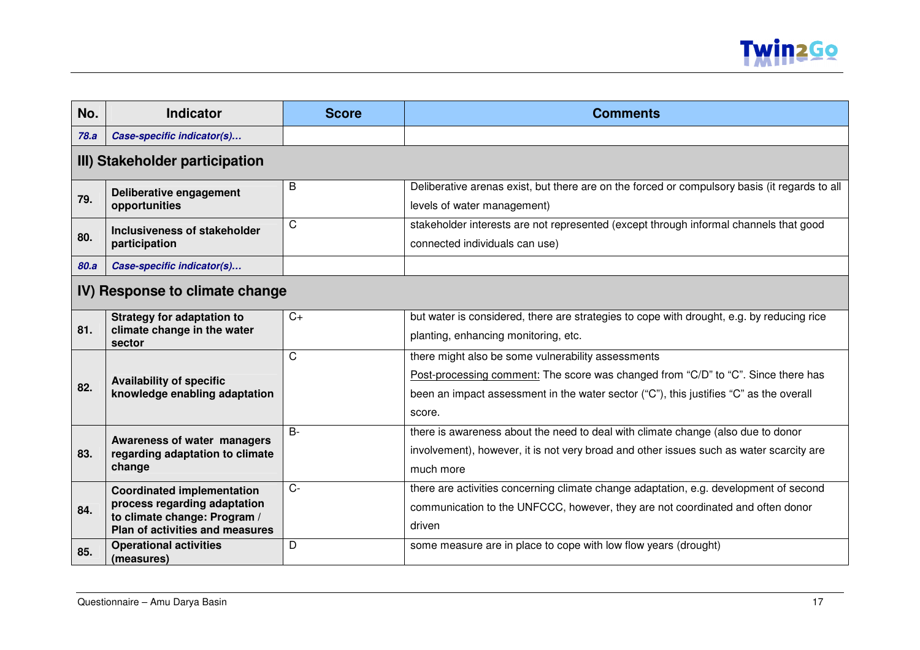| No. | Indicator | Score | Comments |
|---|---|---|---|
| *78.a* | *Case-specific indicator(s)…* | | |
| **III) Stakeholder participation** | | | |
| **79.** | **Deliberative engagement opportunities** | B | Deliberative arenas exist, but there are on the forced or compulsory basis (it regards to all levels of water management) |
| **80.** | **Inclusiveness of stakeholder participation** | C | stakeholder interests are not represented (except through informal channels that good connected individuals can use) |
| *80.a* | *Case-specific indicator(s)…* | | |
| **IV) Response to climate change** | | | |
| **81.** | **Strategy for adaptation to climate change in the water sector** | C+ | but water is considered, there are strategies to cope with drought, e.g. by reducing rice planting, enhancing monitoring, etc. |
| **82.** | **Availability of specific knowledge enabling adaptation** | C | there might also be some vulnerability assessments<br>Post-processing comment: The score was changed from "C/D" to "C". Since there has been an impact assessment in the water sector ("C"), this justifies "C" as the overall score. |
| **83.** | **Awareness of water managers regarding adaptation to climate change** | B- | there is awareness about the need to deal with climate change (also due to donor involvement), however, it is not very broad and other issues such as water scarcity are much more |
| **84.** | **Coordinated implementation process regarding adaptation to climate change: Program / Plan of activities and measures** | C- | there are activities concerning climate change adaptation, e.g. development of second communication to the UNFCCC, however, they are not coordinated and often donor driven |
| **85.** | **Operational activities (measures)** | D | some measure are in place to cope with low flow years (drought) |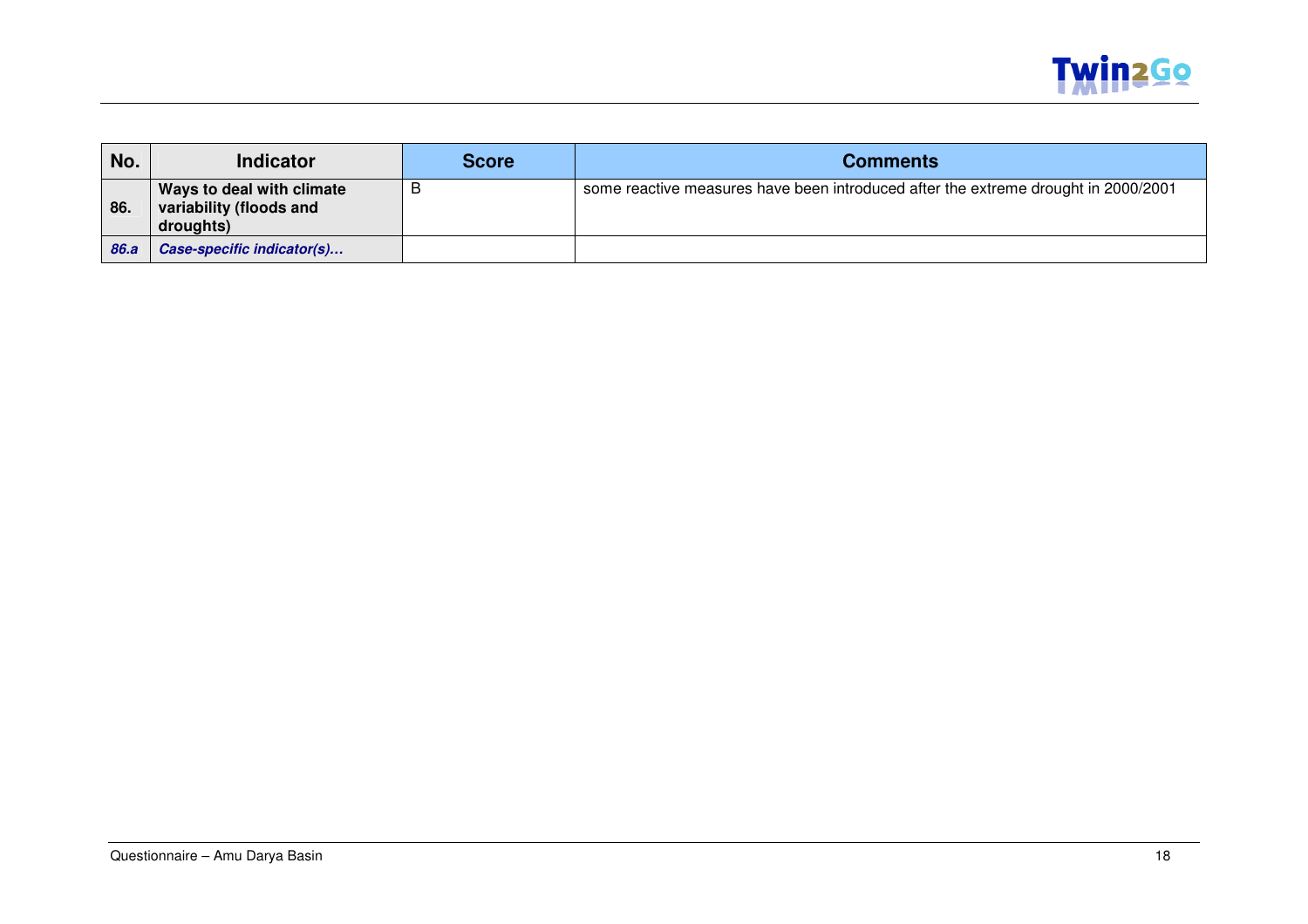| No. | Indicator | Score | Comments |
|---|---|---|---|
| **86.** | **Ways to deal with climate variability (floods and droughts)** | B | some reactive measures have been introduced after the extreme drought in 2000/2001 |
| ***86.a*** | ***Case-specific indicator(s)…*** | | |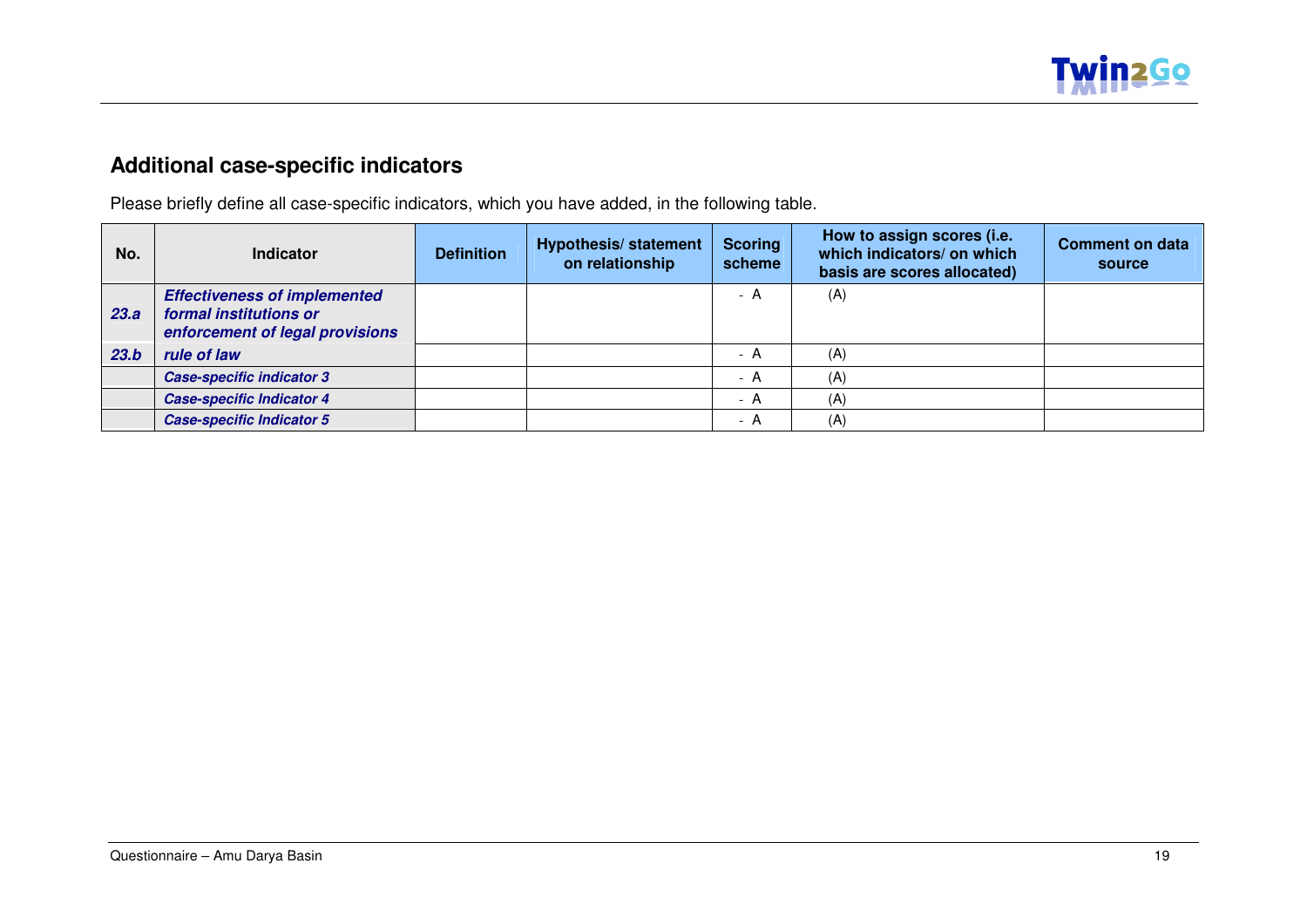## Additional case-specific indicators

Please briefly define all case-specific indicators, which you have added, in the following table.

| No. | Indicator | Definition | Hypothesis/ statement on relationship | Scoring scheme | How to assign scores (i.e. which indicators/ on which basis are scores allocated) | Comment on data source |
|---|---|---|---|---|---|---|
| ***23.a*** | ***Effectiveness of implemented formal institutions or enforcement of legal provisions*** | | | - A | (A) | |
| ***23.b*** | ***rule of law*** | | | - A | (A) | |
| | ***Case-specific indicator 3*** | | | - A | (A) | |
| | ***Case-specific Indicator 4*** | | | - A | (A) | |
| | ***Case-specific Indicator 5*** | | | - A | (A) | |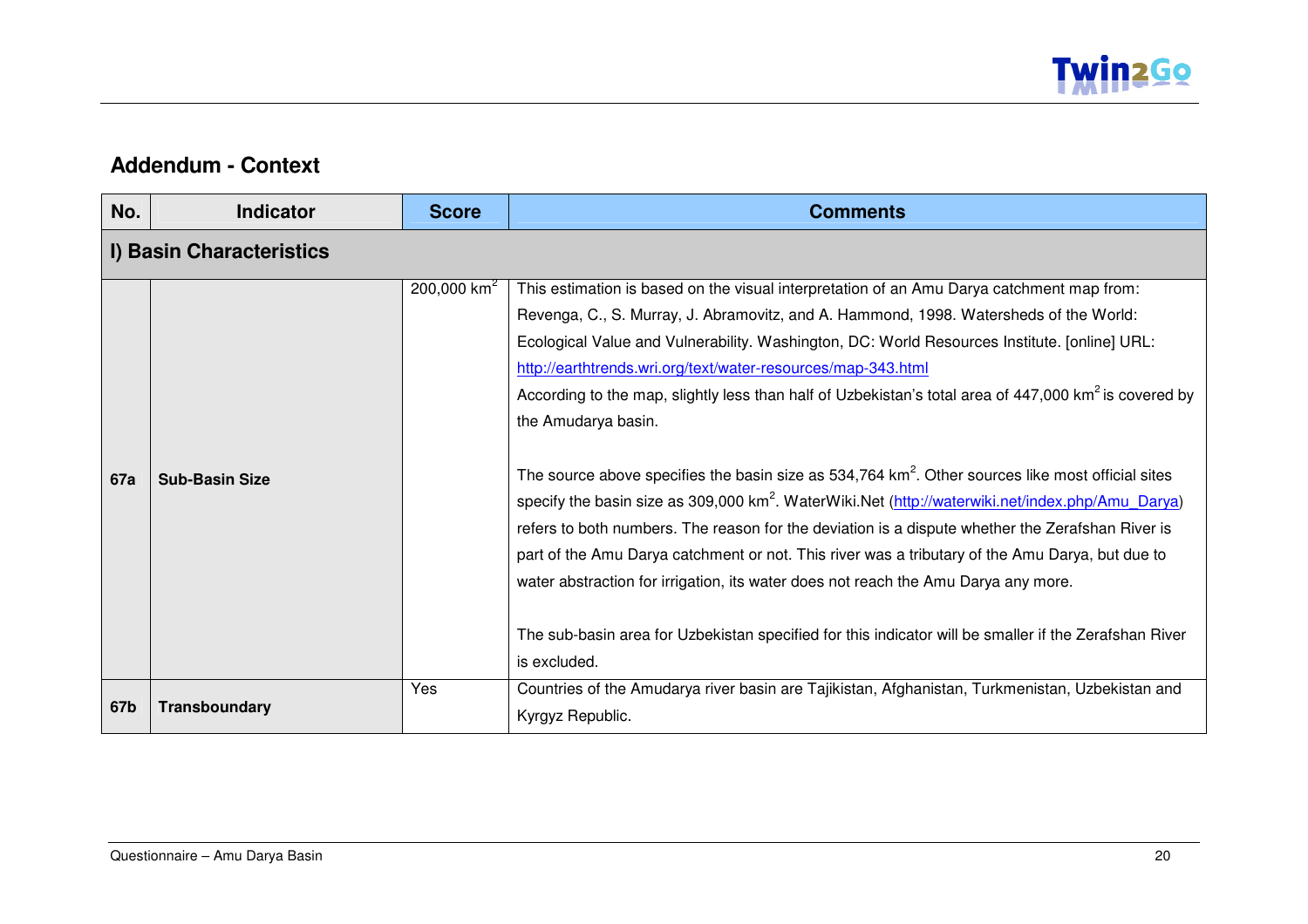## Addendum - Context

| No. | Indicator | Score | Comments |
|---|---|---|---|
| **I) Basin Characteristics** | | | |
| **67a** | **Sub-Basin Size** | 200,000 km$^2$ | This estimation is based on the visual interpretation of an Amu Darya catchment map from: Revenga, C., S. Murray, J. Abramovitz, and A. Hammond, 1998. Watersheds of the World: Ecological Value and Vulnerability. Washington, DC: World Resources Institute. [online] URL: http://earthtrends.wri.org/text/water-resources/map-343.html<br>According to the map, slightly less than half of Uzbekistan's total area of 447,000 km$^2$ is covered by the Amudarya basin.<br><br>The source above specifies the basin size as 534,764 km$^2$. Other sources like most official sites specify the basin size as 309,000 km$^2$. WaterWiki.Net (http://waterwiki.net/index.php/Amu_Darya) refers to both numbers. The reason for the deviation is a dispute whether the Zerafshan River is part of the Amu Darya catchment or not. This river was a tributary of the Amu Darya, but due to water abstraction for irrigation, its water does not reach the Amu Darya any more.<br><br>The sub-basin area for Uzbekistan specified for this indicator will be smaller if the Zerafshan River is excluded. |
| **67b** | **Transboundary** | Yes | Countries of the Amudarya river basin are Tajikistan, Afghanistan, Turkmenistan, Uzbekistan and Kyrgyz Republic. |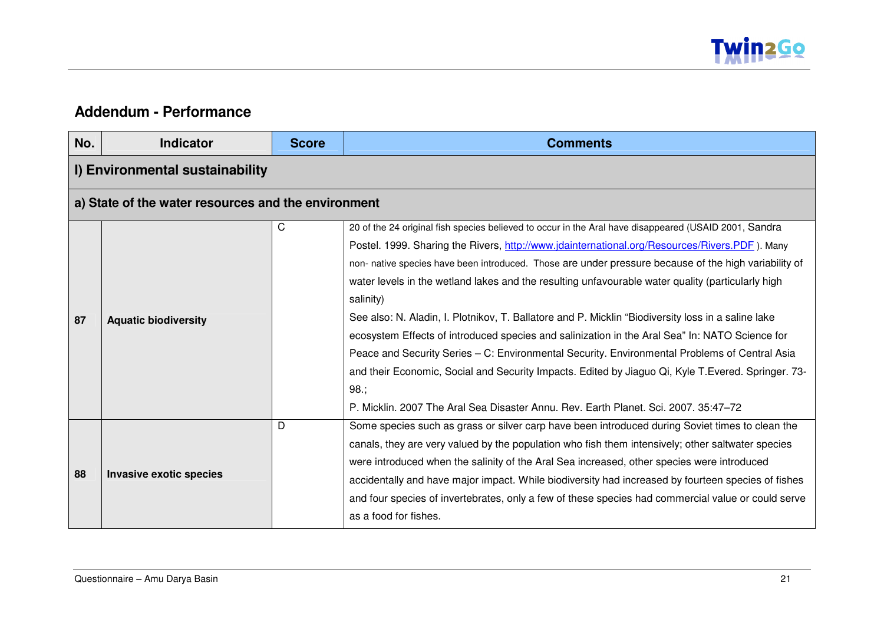## Addendum - Performance

| No. | Indicator | Score | Comments |
|---|---|---|---|
| **I) Environmental sustainability** | | | |
| **a) State of the water resources and the environment** | | | |
| 87 | **Aquatic biodiversity** | C | 20 of the 24 original fish species believed to occur in the Aral have disappeared (USAID 2001, Sandra Postel. 1999. Sharing the Rivers, http://www.jdainternational.org/Resources/Rivers.PDF ). Many non- native species have been introduced. Those are under pressure because of the high variability of water levels in the wetland lakes and the resulting unfavourable water quality (particularly high salinity)<br>See also: N. Aladin, I. Plotnikov, T. Ballatore and P. Micklin "Biodiversity loss in a saline lake ecosystem Effects of introduced species and salinization in the Aral Sea" In: NATO Science for Peace and Security Series – C: Environmental Security. Environmental Problems of Central Asia and their Economic, Social and Security Impacts. Edited by Jiaguo Qi, Kyle T.Evered. Springer. 73-98.;<br>P. Micklin. 2007 The Aral Sea Disaster Annu. Rev. Earth Planet. Sci. 2007. 35:47–72 |
| 88 | **Invasive exotic species** | D | Some species such as grass or silver carp have been introduced during Soviet times to clean the canals, they are very valued by the population who fish them intensively; other saltwater species were introduced when the salinity of the Aral Sea increased, other species were introduced accidentally and have major impact. While biodiversity had increased by fourteen species of fishes and four species of invertebrates, only a few of these species had commercial value or could serve as a food for fishes. |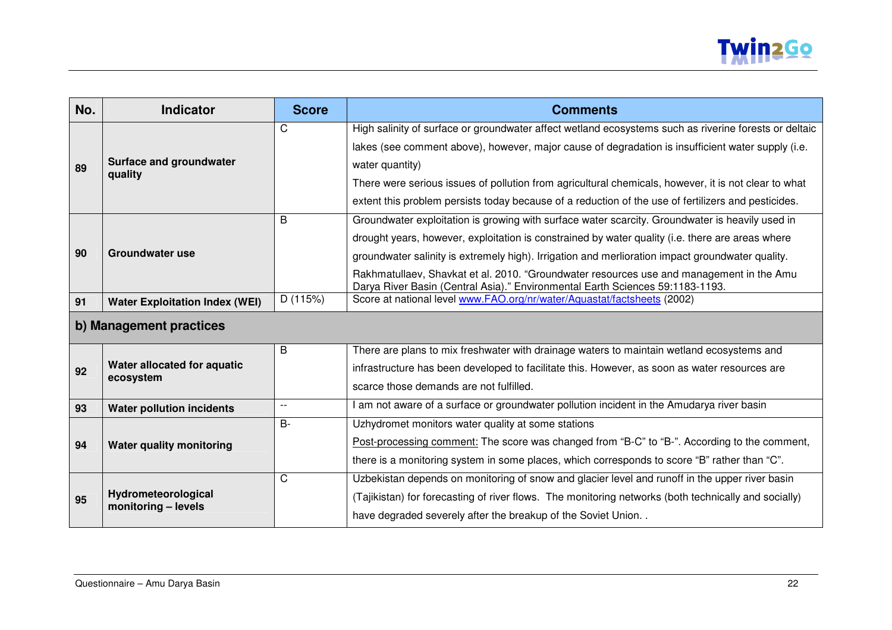| No. | Indicator | Score | Comments |
|---|---|---|---|
| 89 | **Surface and groundwater quality** | C | High salinity of surface or groundwater affect wetland ecosystems such as riverine forests or deltaic lakes (see comment above), however, major cause of degradation is insufficient water supply (i.e. water quantity)<br>There were serious issues of pollution from agricultural chemicals, however, it is not clear to what extent this problem persists today because of a reduction of the use of fertilizers and pesticides. |
| 90 | **Groundwater use** | B | Groundwater exploitation is growing with surface water scarcity. Groundwater is heavily used in drought years, however, exploitation is constrained by water quality (i.e. there are areas where groundwater salinity is extremely high). Irrigation and merlioration impact groundwater quality.<br>Rakhmatullaev, Shavkat et al. 2010. "Groundwater resources use and management in the Amu Darya River Basin (Central Asia)." Environmental Earth Sciences 59:1183-1193. |
| 91 | **Water Exploitation Index (WEI)** | D (115%) | Score at national level www.FAO.org/nr/water/Aquastat/factsheets (2002) |
| **b) Management practices** | | | |
| 92 | **Water allocated for aquatic ecosystem** | B | There are plans to mix freshwater with drainage waters to maintain wetland ecosystems and infrastructure has been developed to facilitate this. However, as soon as water resources are scarce those demands are not fulfilled. |
| 93 | **Water pollution incidents** | -- | I am not aware of a surface or groundwater pollution incident in the Amudarya river basin |
| 94 | **Water quality monitoring** | B- | Uzhydromet monitors water quality at some stations<br>Post-processing comment: The score was changed from "B-C" to "B-". According to the comment, there is a monitoring system in some places, which corresponds to score "B" rather than "C". |
| 95 | **Hydrometeorological monitoring – levels** | C | Uzbekistan depends on monitoring of snow and glacier level and runoff in the upper river basin (Tajikistan) for forecasting of river flows. The monitoring networks (both technically and socially) have degraded severely after the breakup of the Soviet Union. . |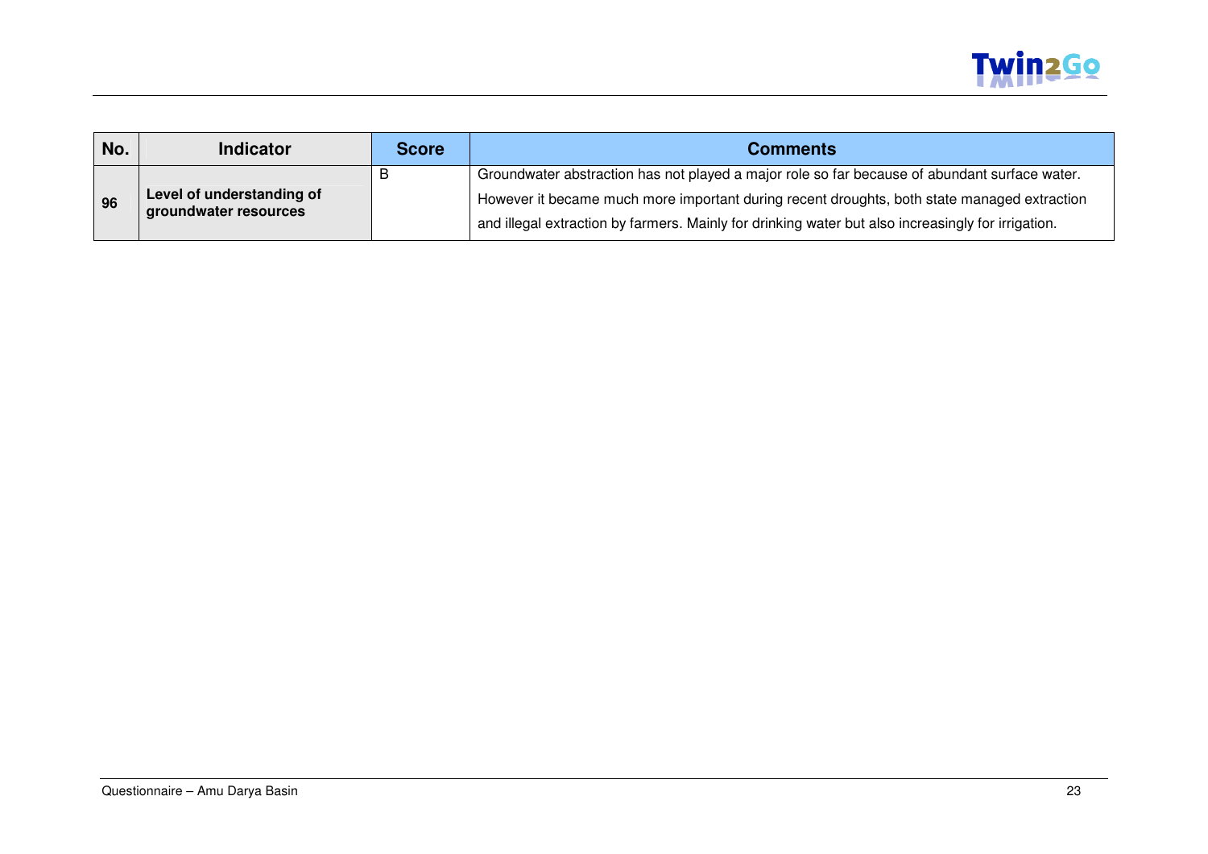| No. | Indicator | Score | Comments |
|---|---|---|---|
| 96 | **Level of understanding of groundwater resources** | B | Groundwater abstraction has not played a major role so far because of abundant surface water. However it became much more important during recent droughts, both state managed extraction and illegal extraction by farmers. Mainly for drinking water but also increasingly for irrigation. |